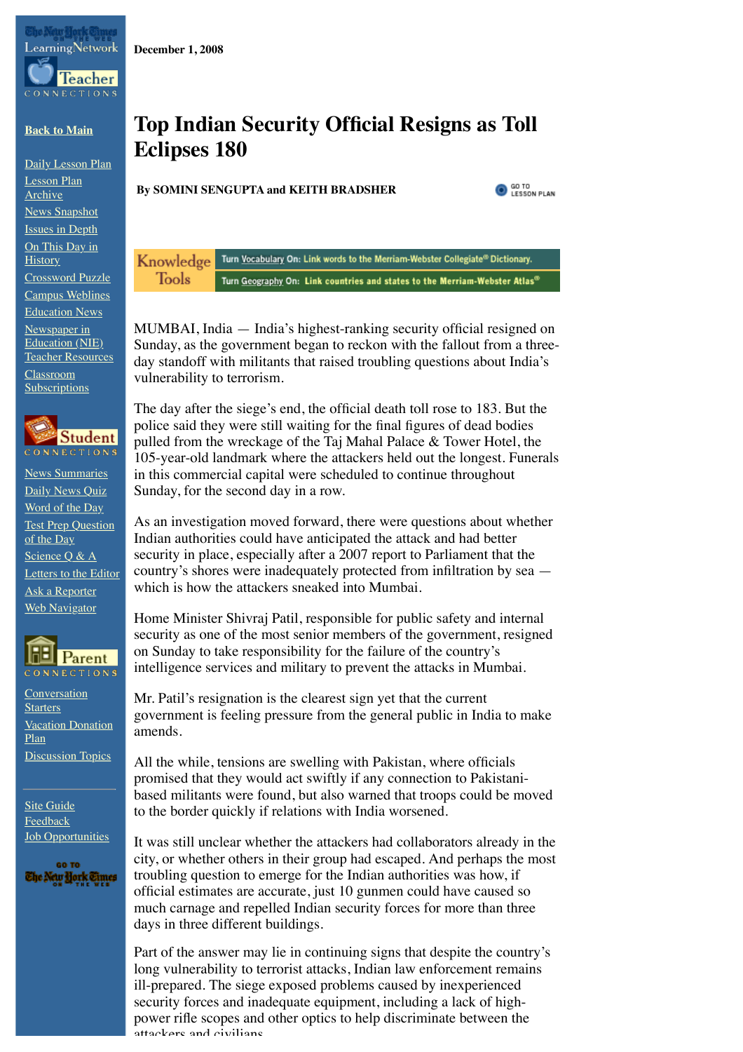December 1, 2008

# Top Indian Security Official Resigns as Toll Eclipses 180

**By SOMINI SENGUPTA and KEITH BRADSHER**

MUMBAI, India — India's highest-ranking security official resigned on Sunday, as the government began to reckon with the fallout from a three-day standoff with militants that raised troubling questions about India's vulnerability to terrorism.

The day after the siege's end, the official death toll rose to 183. But the police said they were still waiting for the final figures of dead bodies pulled from the wreckage of the Taj Mahal Palace & Tower Hotel, the 105-year-old landmark where the attackers held out the longest. Funerals in this commercial capital were scheduled to continue throughout Sunday, for the second day in a row.

As an investigation moved forward, there were questions about whether Indian authorities could have anticipated the attack and had better security in place, especially after a 2007 report to Parliament that the country's shores were inadequately protected from infiltration by sea — which is how the attackers sneaked into Mumbai.

Home Minister Shivraj Patil, responsible for public safety and internal security as one of the most senior members of the government, resigned on Sunday to take responsibility for the failure of the country's intelligence services and military to prevent the attacks in Mumbai.

Mr. Patil's resignation is the clearest sign yet that the current government is feeling pressure from the general public in India to make amends.

All the while, tensions are swelling with Pakistan, where officials promised that they would act swiftly if any connection to Pakistani-based militants were found, but also warned that troops could be moved to the border quickly if relations with India worsened.

It was still unclear whether the attackers had collaborators already in the city, or whether others in their group had escaped. And perhaps the most troubling question to emerge for the Indian authorities was how, if official estimates are accurate, just 10 gunmen could have caused so much carnage and repelled Indian security forces for more than three days in three different buildings.

Part of the answer may lie in continuing signs that despite the country's long vulnerability to terrorist attacks, Indian law enforcement remains ill-prepared. The siege exposed problems caused by inexperienced security forces and inadequate equipment, including a lack of high-power rifle scopes and other optics to help discriminate between the attackers and civilians.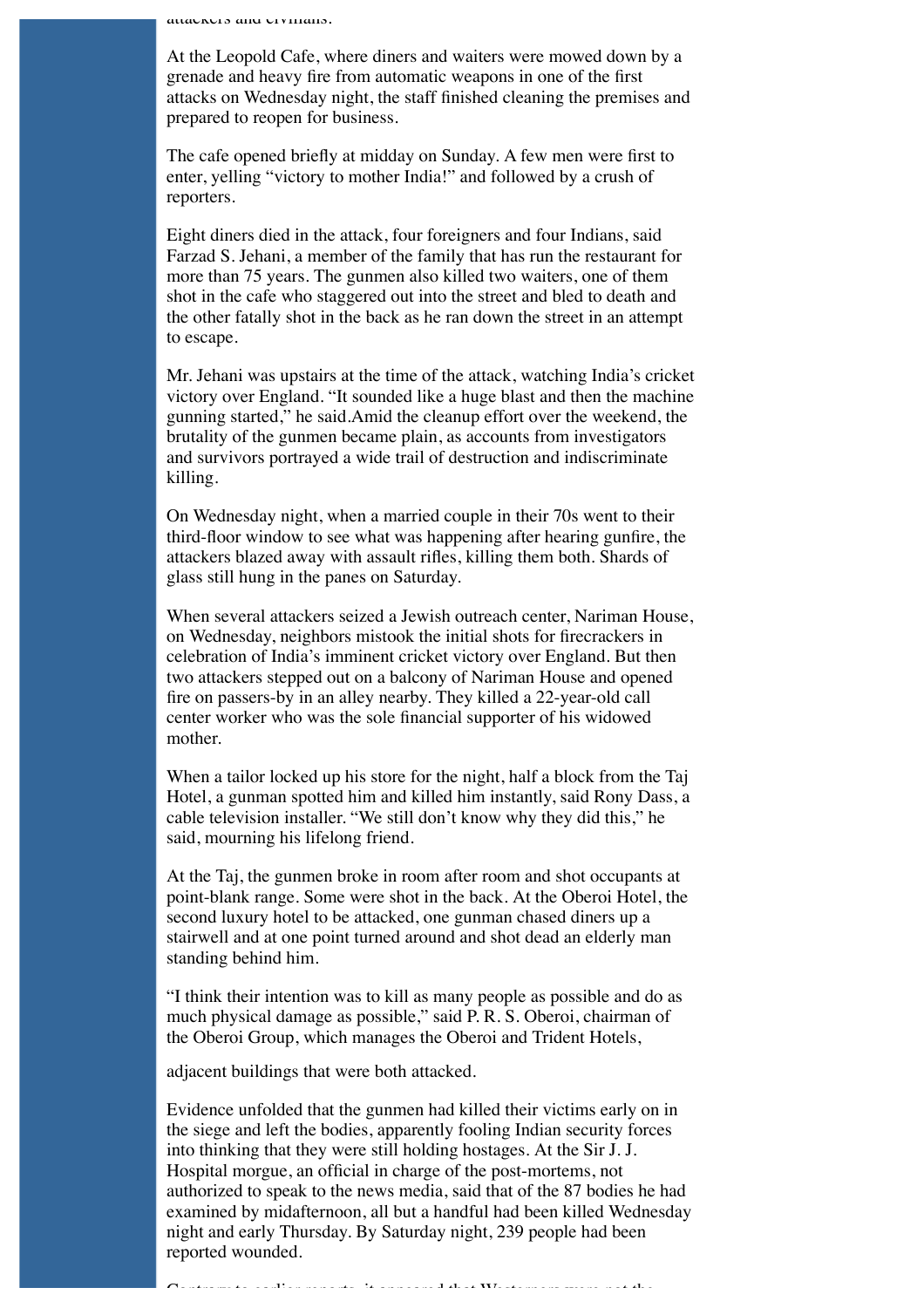attackers and civilians.

At the Leopold Cafe, where diners and waiters were mowed down by a grenade and heavy fire from automatic weapons in one of the first attacks on Wednesday night, the staff finished cleaning the premises and prepared to reopen for business.

The cafe opened briefly at midday on Sunday. A few men were first to enter, yelling "victory to mother India!" and followed by a crush of reporters.

Eight diners died in the attack, four foreigners and four Indians, said Farzad S. Jehani, a member of the family that has run the restaurant for more than 75 years. The gunmen also killed two waiters, one of them shot in the cafe who staggered out into the street and bled to death and the other fatally shot in the back as he ran down the street in an attempt to escape.

Mr. Jehani was upstairs at the time of the attack, watching India's cricket victory over England. "It sounded like a huge blast and then the machine gunning started," he said.Amid the cleanup effort over the weekend, the brutality of the gunmen became plain, as accounts from investigators and survivors portrayed a wide trail of destruction and indiscriminate killing.

On Wednesday night, when a married couple in their 70s went to their third-floor window to see what was happening after hearing gunfire, the attackers blazed away with assault rifles, killing them both. Shards of glass still hung in the panes on Saturday.

When several attackers seized a Jewish outreach center, Nariman House, on Wednesday, neighbors mistook the initial shots for firecrackers in celebration of India's imminent cricket victory over England. But then two attackers stepped out on a balcony of Nariman House and opened fire on passers-by in an alley nearby. They killed a 22-year-old call center worker who was the sole financial supporter of his widowed mother.

When a tailor locked up his store for the night, half a block from the Taj Hotel, a gunman spotted him and killed him instantly, said Rony Dass, a cable television installer. "We still don't know why they did this," he said, mourning his lifelong friend.

At the Taj, the gunmen broke in room after room and shot occupants at point-blank range. Some were shot in the back. At the Oberoi Hotel, the second luxury hotel to be attacked, one gunman chased diners up a stairwell and at one point turned around and shot dead an elderly man standing behind him.

"I think their intention was to kill as many people as possible and do as much physical damage as possible," said P. R. S. Oberoi, chairman of the Oberoi Group, which manages the Oberoi and Trident Hotels, adjacent buildings that were both attacked.

Evidence unfolded that the gunmen had killed their victims early on in the siege and left the bodies, apparently fooling Indian security forces into thinking that they were still holding hostages. At the Sir J. J. Hospital morgue, an official in charge of the post-mortems, not authorized to speak to the news media, said that of the 87 bodies he had examined by midafternoon, all but a handful had been killed Wednesday night and early Thursday. By Saturday night, 239 people had been reported wounded.

Contrary to earlier reports, it appeared that Westerners were not the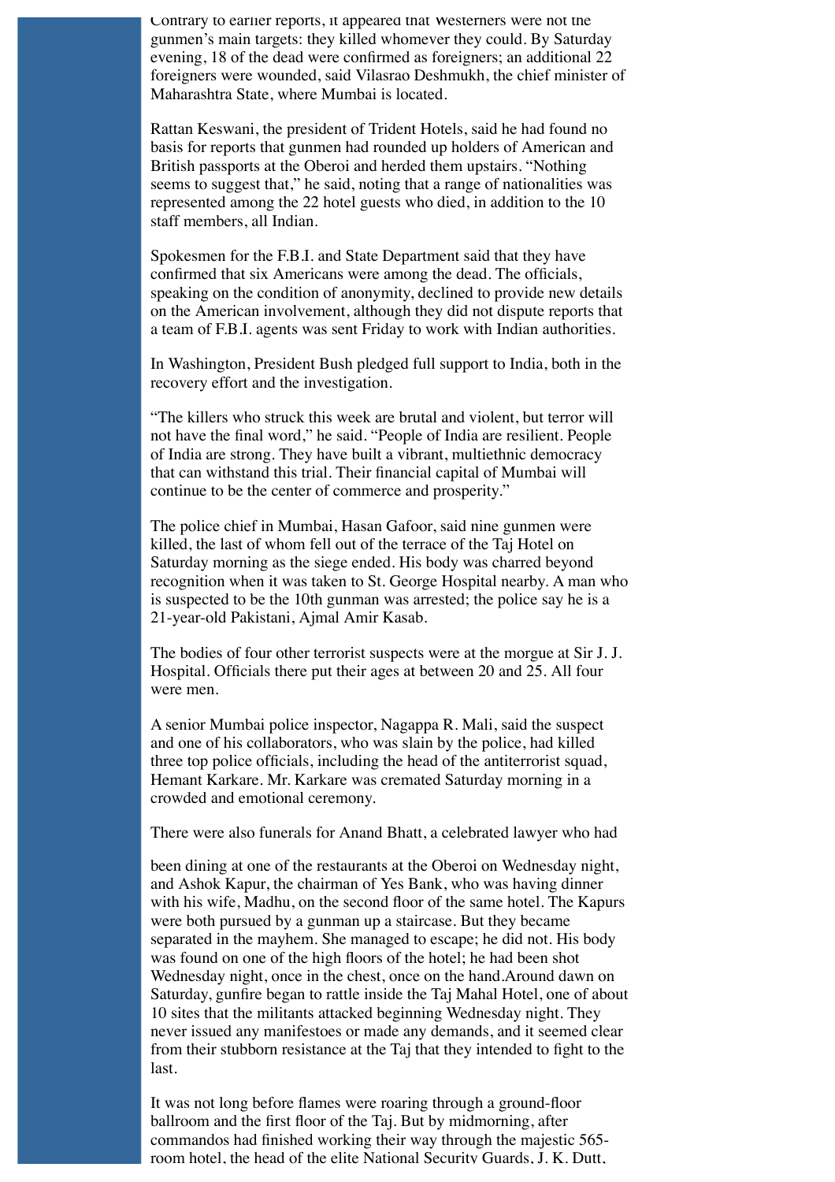Contrary to earlier reports, it appeared that Westerners were not the gunmen's main targets: they killed whomever they could. By Saturday evening, 18 of the dead were confirmed as foreigners; an additional 22 foreigners were wounded, said Vilasrao Deshmukh, the chief minister of Maharashtra State, where Mumbai is located.

Rattan Keswani, the president of Trident Hotels, said he had found no basis for reports that gunmen had rounded up holders of American and British passports at the Oberoi and herded them upstairs. "Nothing seems to suggest that," he said, noting that a range of nationalities was represented among the 22 hotel guests who died, in addition to the 10 staff members, all Indian.

Spokesmen for the F.B.I. and State Department said that they have confirmed that six Americans were among the dead. The officials, speaking on the condition of anonymity, declined to provide new details on the American involvement, although they did not dispute reports that a team of F.B.I. agents was sent Friday to work with Indian authorities.

In Washington, President Bush pledged full support to India, both in the recovery effort and the investigation.

"The killers who struck this week are brutal and violent, but terror will not have the final word," he said. "People of India are resilient. People of India are strong. They have built a vibrant, multiethnic democracy that can withstand this trial. Their financial capital of Mumbai will continue to be the center of commerce and prosperity."

The police chief in Mumbai, Hasan Gafoor, said nine gunmen were killed, the last of whom fell out of the terrace of the Taj Hotel on Saturday morning as the siege ended. His body was charred beyond recognition when it was taken to St. George Hospital nearby. A man who is suspected to be the 10th gunman was arrested; the police say he is a 21-year-old Pakistani, Ajmal Amir Kasab.

The bodies of four other terrorist suspects were at the morgue at Sir J. J. Hospital. Officials there put their ages at between 20 and 25. All four were men.

A senior Mumbai police inspector, Nagappa R. Mali, said the suspect and one of his collaborators, who was slain by the police, had killed three top police officials, including the head of the antiterrorist squad, Hemant Karkare. Mr. Karkare was cremated Saturday morning in a crowded and emotional ceremony.

There were also funerals for Anand Bhatt, a celebrated lawyer who had been dining at one of the restaurants at the Oberoi on Wednesday night, and Ashok Kapur, the chairman of Yes Bank, who was having dinner with his wife, Madhu, on the second floor of the same hotel. The Kapurs were both pursued by a gunman up a staircase. But they became separated in the mayhem. She managed to escape; he did not. His body was found on one of the high floors of the hotel; he had been shot Wednesday night, once in the chest, once on the hand.Around dawn on Saturday, gunfire began to rattle inside the Taj Mahal Hotel, one of about 10 sites that the militants attacked beginning Wednesday night. They never issued any manifestoes or made any demands, and it seemed clear from their stubborn resistance at the Taj that they intended to fight to the last.

It was not long before flames were roaring through a ground-floor ballroom and the first floor of the Taj. But by midmorning, after commandos had finished working their way through the majestic 565-room hotel, the head of the elite National Security Guards, J. K. Dutt,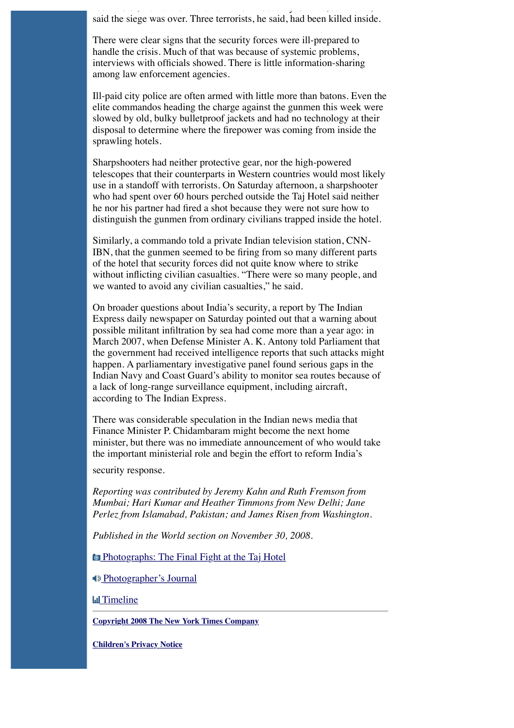said the siege was over. Three terrorists, he said, had been killed inside.

There were clear signs that the security forces were ill-prepared to handle the crisis. Much of that was because of systemic problems, interviews with officials showed. There is little information-sharing among law enforcement agencies.

Ill-paid city police are often armed with little more than batons. Even the elite commandos heading the charge against the gunmen this week were slowed by old, bulky bulletproof jackets and had no technology at their disposal to determine where the firepower was coming from inside the sprawling hotels.

Sharpshooters had neither protective gear, nor the high-powered telescopes that their counterparts in Western countries would most likely use in a standoff with terrorists. On Saturday afternoon, a sharpshooter who had spent over 60 hours perched outside the Taj Hotel said neither he nor his partner had fired a shot because they were not sure how to distinguish the gunmen from ordinary civilians trapped inside the hotel.

Similarly, a commando told a private Indian television station, CNN-IBN, that the gunmen seemed to be firing from so many different parts of the hotel that security forces did not quite know where to strike without inflicting civilian casualties. "There were so many people, and we wanted to avoid any civilian casualties," he said.

On broader questions about India's security, a report by The Indian Express daily newspaper on Saturday pointed out that a warning about possible militant infiltration by sea had come more than a year ago: in March 2007, when Defense Minister A. K. Antony told Parliament that the government had received intelligence reports that such attacks might happen. A parliamentary investigative panel found serious gaps in the Indian Navy and Coast Guard's ability to monitor sea routes because of a lack of long-range surveillance equipment, including aircraft, according to The Indian Express.

There was considerable speculation in the Indian news media that Finance Minister P. Chidambaram might become the next home minister, but there was no immediate announcement of who would take the important ministerial role and begin the effort to reform India's security response.

*Reporting was contributed by Jeremy Kahn and Ruth Fremson from Mumbai; Hari Kumar and Heather Timmons from New Delhi; Jane Perlez from Islamabad, Pakistan; and James Risen from Washington.*

*Published in the World section on November 30, 2008.*

Photographs: The Final Fight at the Taj Hotel

Photographer's Journal

Timeline

**Copyright 2008 The New York Times Company**

**Children's Privacy Notice**